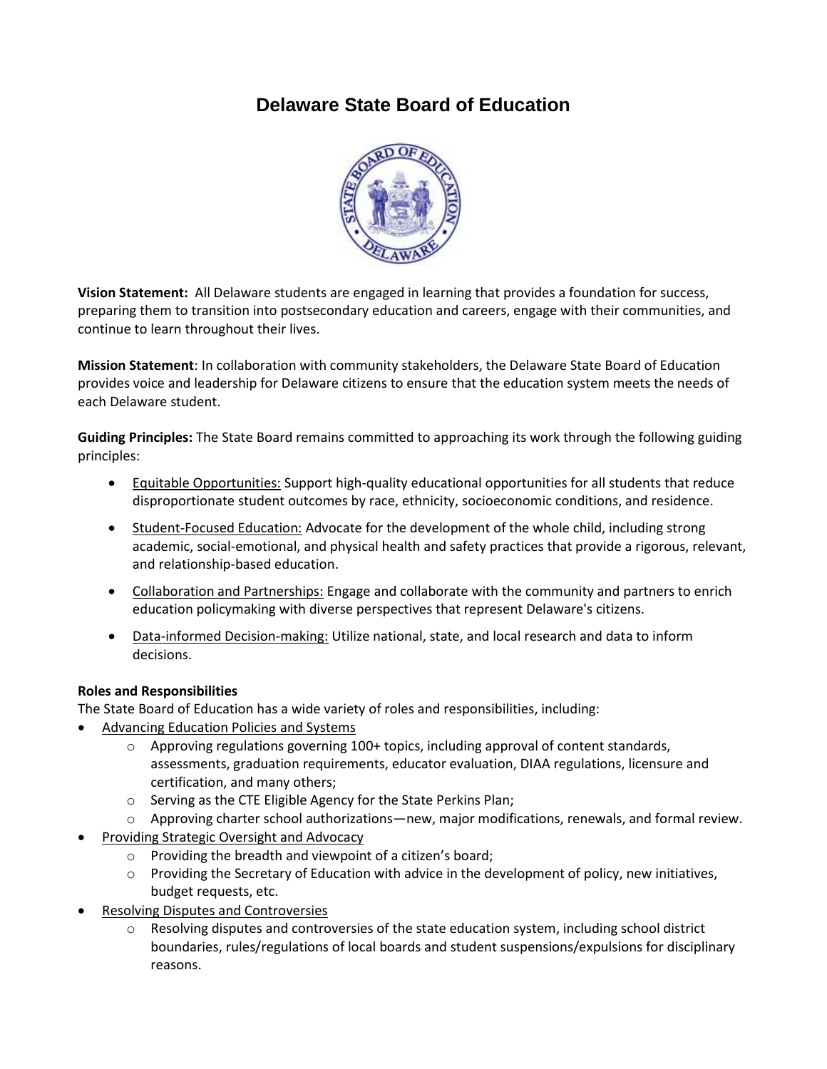# Delaware State Board of Education

**Vision Statement:** All Delaware students are engaged in learning that provides a foundation for success, preparing them to transition into postsecondary education and careers, engage with their communities, and continue to learn throughout their lives.

**Mission Statement**: In collaboration with community stakeholders, the Delaware State Board of Education provides voice and leadership for Delaware citizens to ensure that the education system meets the needs of each Delaware student.

**Guiding Principles:** The State Board remains committed to approaching its work through the following guiding principles:

- Equitable Opportunities: Support high-quality educational opportunities for all students that reduce disproportionate student outcomes by race, ethnicity, socioeconomic conditions, and residence.
- Student-Focused Education: Advocate for the development of the whole child, including strong academic, social-emotional, and physical health and safety practices that provide a rigorous, relevant, and relationship-based education.
- Collaboration and Partnerships: Engage and collaborate with the community and partners to enrich education policymaking with diverse perspectives that represent Delaware's citizens.
- Data-informed Decision-making: Utilize national, state, and local research and data to inform decisions.

**Roles and Responsibilities**

The State Board of Education has a wide variety of roles and responsibilities, including:

- Advancing Education Policies and Systems
  - Approving regulations governing 100+ topics, including approval of content standards, assessments, graduation requirements, educator evaluation, DIAA regulations, licensure and certification, and many others;
  - Serving as the CTE Eligible Agency for the State Perkins Plan;
  - Approving charter school authorizations—new, major modifications, renewals, and formal review.
- Providing Strategic Oversight and Advocacy
  - Providing the breadth and viewpoint of a citizen's board;
  - Providing the Secretary of Education with advice in the development of policy, new initiatives, budget requests, etc.
- Resolving Disputes and Controversies
  - Resolving disputes and controversies of the state education system, including school district boundaries, rules/regulations of local boards and student suspensions/expulsions for disciplinary reasons.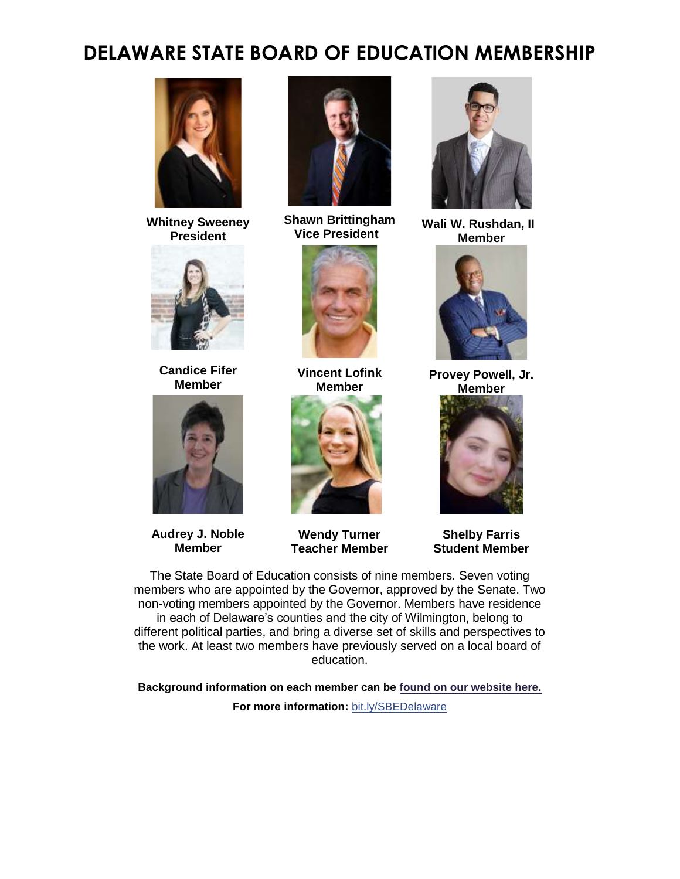# DELAWARE STATE BOARD OF EDUCATION MEMBERSHIP

**Whitney Sweeney**
**President**

**Shawn Brittingham**
**Vice President**

**Wali W. Rushdan, II**
**Member**

**Candice Fifer**
**Member**

**Vincent Lofink**
**Member**

**Provey Powell, Jr.**
**Member**

**Audrey J. Noble**
**Member**

**Wendy Turner**
**Teacher Member**

**Shelby Farris**
**Student Member**

The State Board of Education consists of nine members. Seven voting members who are appointed by the Governor, approved by the Senate. Two non-voting members appointed by the Governor. Members have residence in each of Delaware's counties and the city of Wilmington, belong to different political parties, and bring a diverse set of skills and perspectives to the work. At least two members have previously served on a local board of education.

**Background information on each member can be found on our website here.**

**For more information:** bit.ly/SBEDelaware